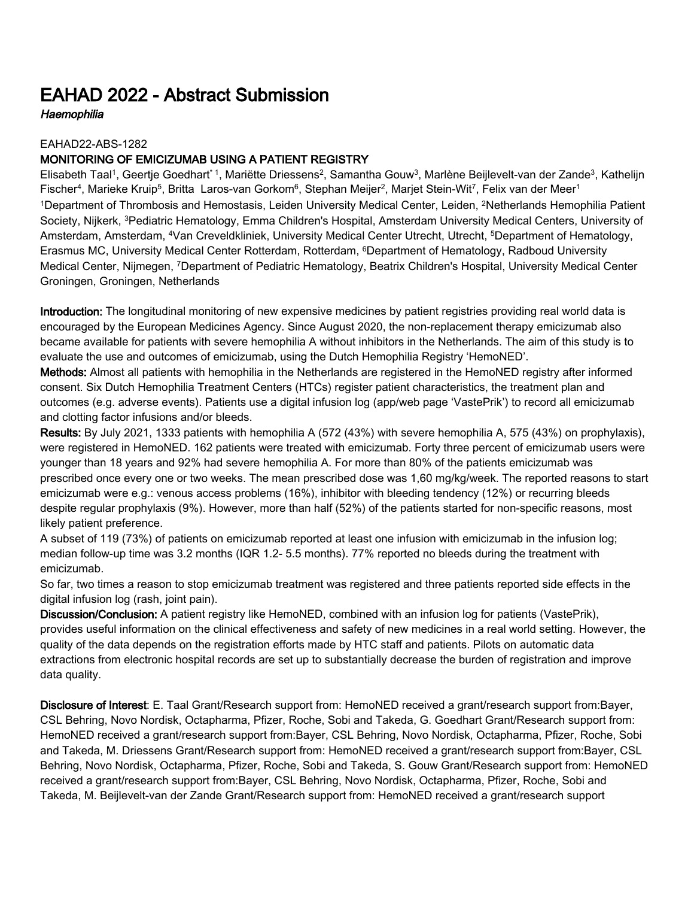# EAHAD 2022 - Abstract Submission

*Haemophilia*

EAHAD22-ABS-1282

## MONITORING OF EMICIZUMAB USING A PATIENT REGISTRY

Elisabeth Taal[1], Geertje Goedhart[* 1], Mariëtte Driessens[2], Samantha Gouw[3], Marlène Beijlevelt-van der Zande[3], Kathelijn Fischer[4], Marieke Kruip[5], Britta Laros-van Gorkom[6], Stephan Meijer[2], Marjet Stein-Wit[7], Felix van der Meer[1]

[1]Department of Thrombosis and Hemostasis, Leiden University Medical Center, Leiden, [2]Netherlands Hemophilia Patient Society, Nijkerk, [3]Pediatric Hematology, Emma Children's Hospital, Amsterdam University Medical Centers, University of Amsterdam, Amsterdam, [4]Van Creveldkliniek, University Medical Center Utrecht, Utrecht, [5]Department of Hematology, Erasmus MC, University Medical Center Rotterdam, Rotterdam, [6]Department of Hematology, Radboud University Medical Center, Nijmegen, [7]Department of Pediatric Hematology, Beatrix Children's Hospital, University Medical Center Groningen, Groningen, Netherlands

**Introduction:** The longitudinal monitoring of new expensive medicines by patient registries providing real world data is encouraged by the European Medicines Agency. Since August 2020, the non-replacement therapy emicizumab also became available for patients with severe hemophilia A without inhibitors in the Netherlands. The aim of this study is to evaluate the use and outcomes of emicizumab, using the Dutch Hemophilia Registry 'HemoNED'.

**Methods:** Almost all patients with hemophilia in the Netherlands are registered in the HemoNED registry after informed consent. Six Dutch Hemophilia Treatment Centers (HTCs) register patient characteristics, the treatment plan and outcomes (e.g. adverse events). Patients use a digital infusion log (app/web page 'VastePrik') to record all emicizumab and clotting factor infusions and/or bleeds.

**Results:** By July 2021, 1333 patients with hemophilia A (572 (43%) with severe hemophilia A, 575 (43%) on prophylaxis), were registered in HemoNED. 162 patients were treated with emicizumab. Forty three percent of emicizumab users were younger than 18 years and 92% had severe hemophilia A. For more than 80% of the patients emicizumab was prescribed once every one or two weeks. The mean prescribed dose was 1,60 mg/kg/week. The reported reasons to start emicizumab were e.g.: venous access problems (16%), inhibitor with bleeding tendency (12%) or recurring bleeds despite regular prophylaxis (9%). However, more than half (52%) of the patients started for non-specific reasons, most likely patient preference.

A subset of 119 (73%) of patients on emicizumab reported at least one infusion with emicizumab in the infusion log; median follow-up time was 3.2 months (IQR 1.2- 5.5 months). 77% reported no bleeds during the treatment with emicizumab.

So far, two times a reason to stop emicizumab treatment was registered and three patients reported side effects in the digital infusion log (rash, joint pain).

**Discussion/Conclusion:** A patient registry like HemoNED, combined with an infusion log for patients (VastePrik), provides useful information on the clinical effectiveness and safety of new medicines in a real world setting. However, the quality of the data depends on the registration efforts made by HTC staff and patients. Pilots on automatic data extractions from electronic hospital records are set up to substantially decrease the burden of registration and improve data quality.

**Disclosure of Interest**: E. Taal Grant/Research support from: HemoNED received a grant/research support from:Bayer, CSL Behring, Novo Nordisk, Octapharma, Pfizer, Roche, Sobi and Takeda, G. Goedhart Grant/Research support from: HemoNED received a grant/research support from:Bayer, CSL Behring, Novo Nordisk, Octapharma, Pfizer, Roche, Sobi and Takeda, M. Driessens Grant/Research support from: HemoNED received a grant/research support from:Bayer, CSL Behring, Novo Nordisk, Octapharma, Pfizer, Roche, Sobi and Takeda, S. Gouw Grant/Research support from: HemoNED received a grant/research support from:Bayer, CSL Behring, Novo Nordisk, Octapharma, Pfizer, Roche, Sobi and Takeda, M. Beijlevelt-van der Zande Grant/Research support from: HemoNED received a grant/research support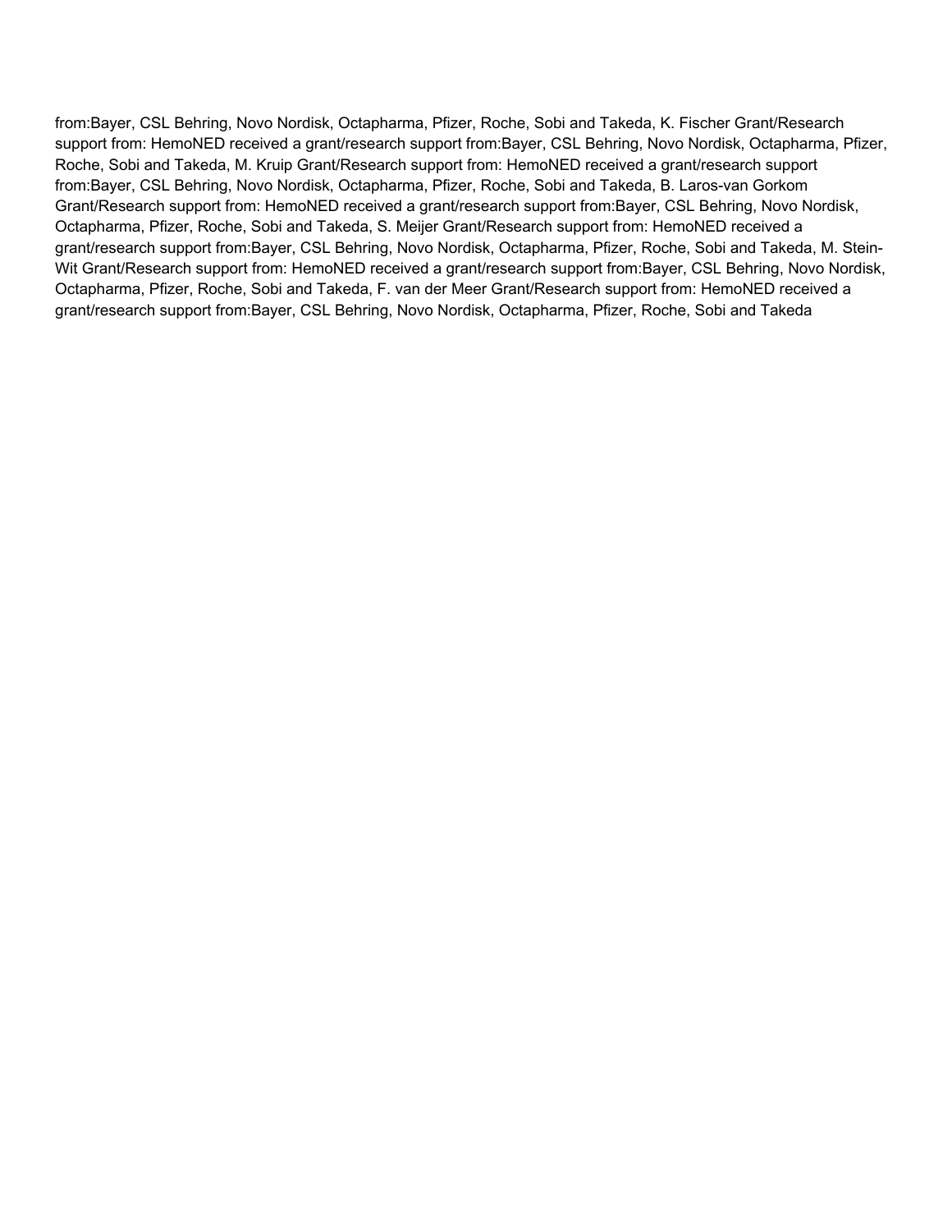from:Bayer, CSL Behring, Novo Nordisk, Octapharma, Pfizer, Roche, Sobi and Takeda, K. Fischer Grant/Research support from: HemoNED received a grant/research support from:Bayer, CSL Behring, Novo Nordisk, Octapharma, Pfizer, Roche, Sobi and Takeda, M. Kruip Grant/Research support from: HemoNED received a grant/research support from:Bayer, CSL Behring, Novo Nordisk, Octapharma, Pfizer, Roche, Sobi and Takeda, B. Laros-van Gorkom Grant/Research support from: HemoNED received a grant/research support from:Bayer, CSL Behring, Novo Nordisk, Octapharma, Pfizer, Roche, Sobi and Takeda, S. Meijer Grant/Research support from: HemoNED received a grant/research support from:Bayer, CSL Behring, Novo Nordisk, Octapharma, Pfizer, Roche, Sobi and Takeda, M. Stein-Wit Grant/Research support from: HemoNED received a grant/research support from:Bayer, CSL Behring, Novo Nordisk, Octapharma, Pfizer, Roche, Sobi and Takeda, F. van der Meer Grant/Research support from: HemoNED received a grant/research support from:Bayer, CSL Behring, Novo Nordisk, Octapharma, Pfizer, Roche, Sobi and Takeda